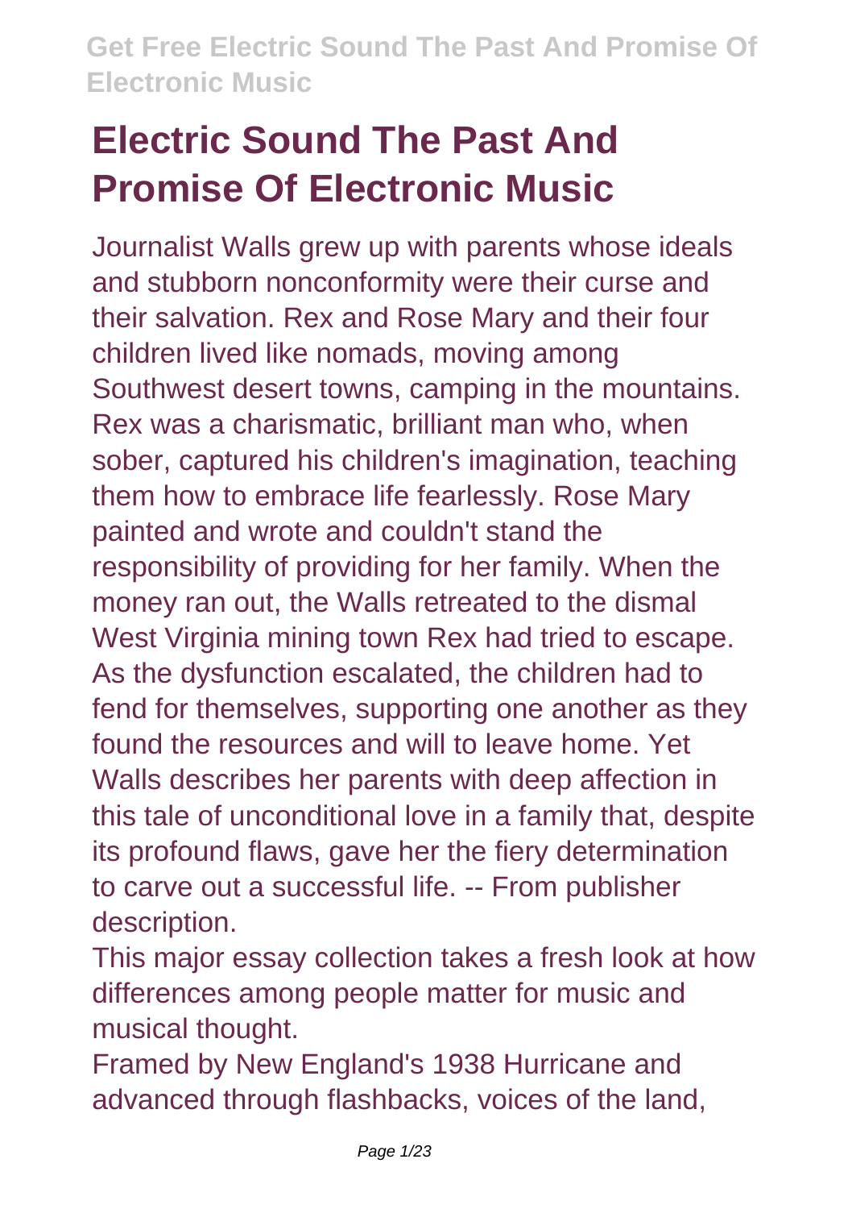# Electric Sound The Past And Promise Of Electronic Music

Journalist Walls grew up with parents whose ideals and stubborn nonconformity were their curse and their salvation. Rex and Rose Mary and their four children lived like nomads, moving among Southwest desert towns, camping in the mountains. Rex was a charismatic, brilliant man who, when sober, captured his children's imagination, teaching them how to embrace life fearlessly. Rose Mary painted and wrote and couldn't stand the responsibility of providing for her family. When the money ran out, the Walls retreated to the dismal West Virginia mining town Rex had tried to escape. As the dysfunction escalated, the children had to fend for themselves, supporting one another as they found the resources and will to leave home. Yet Walls describes her parents with deep affection in this tale of unconditional love in a family that, despite its profound flaws, gave her the fiery determination to carve out a successful life. -- From publisher description.

This major essay collection takes a fresh look at how differences among people matter for music and musical thought.

Framed by New England's 1938 Hurricane and advanced through flashbacks, voices of the land,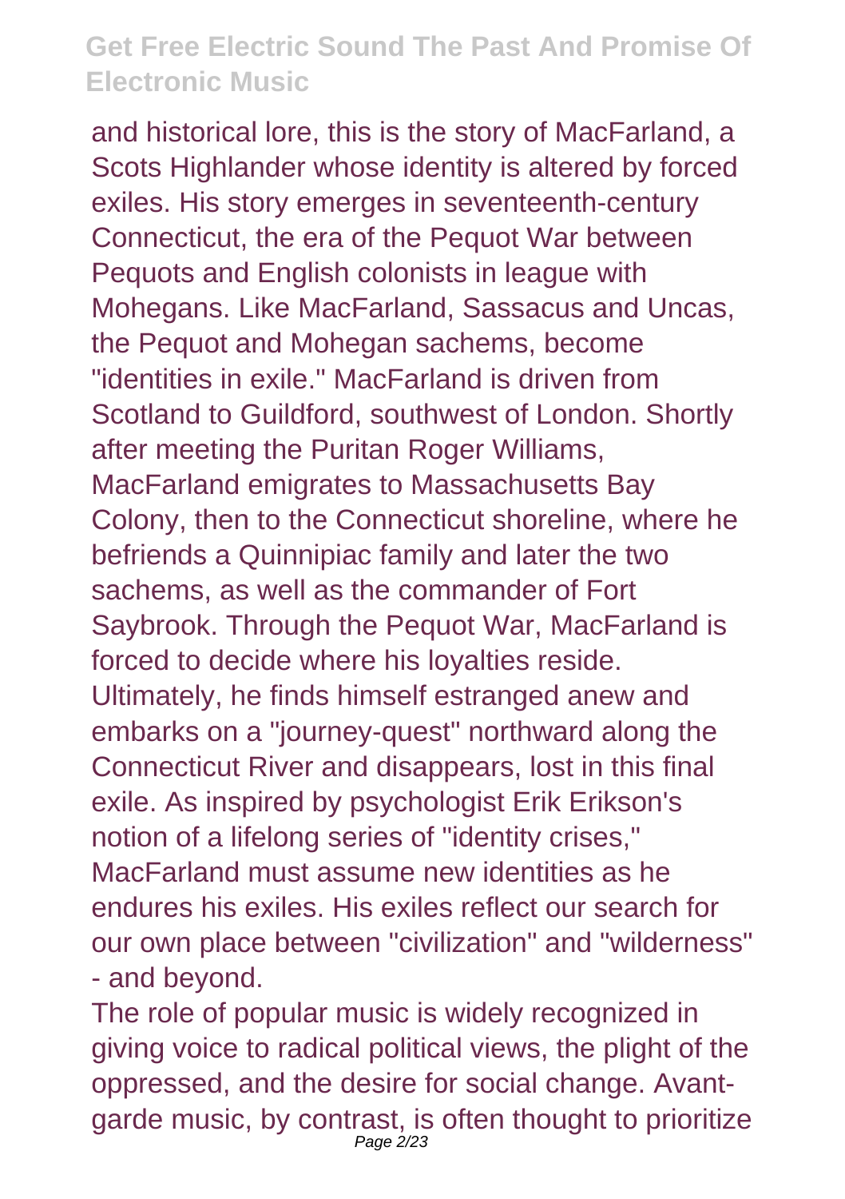and historical lore, this is the story of MacFarland, a Scots Highlander whose identity is altered by forced exiles. His story emerges in seventeenth-century Connecticut, the era of the Pequot War between Pequots and English colonists in league with Mohegans. Like MacFarland, Sassacus and Uncas, the Pequot and Mohegan sachems, become "identities in exile." MacFarland is driven from Scotland to Guildford, southwest of London. Shortly after meeting the Puritan Roger Williams, MacFarland emigrates to Massachusetts Bay Colony, then to the Connecticut shoreline, where he befriends a Quinnipiac family and later the two sachems, as well as the commander of Fort Saybrook. Through the Pequot War, MacFarland is forced to decide where his loyalties reside. Ultimately, he finds himself estranged anew and embarks on a "journey-quest" northward along the Connecticut River and disappears, lost in this final exile. As inspired by psychologist Erik Erikson's notion of a lifelong series of "identity crises," MacFarland must assume new identities as he endures his exiles. His exiles reflect our search for our own place between "civilization" and "wilderness" - and beyond.

The role of popular music is widely recognized in giving voice to radical political views, the plight of the oppressed, and the desire for social change. Avant-garde music, by contrast, is often thought to prioritize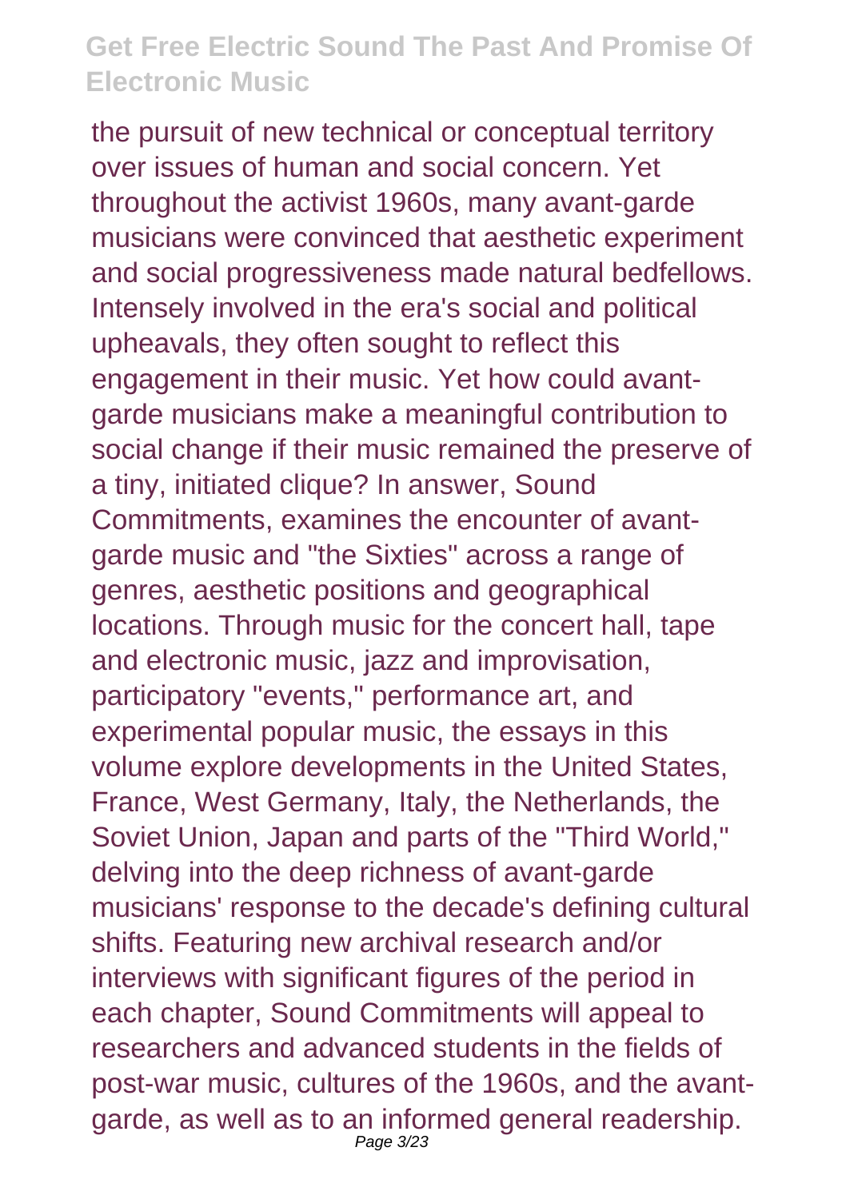the pursuit of new technical or conceptual territory over issues of human and social concern. Yet throughout the activist 1960s, many avant-garde musicians were convinced that aesthetic experiment and social progressiveness made natural bedfellows. Intensely involved in the era's social and political upheavals, they often sought to reflect this engagement in their music. Yet how could avant-garde musicians make a meaningful contribution to social change if their music remained the preserve of a tiny, initiated clique? In answer, Sound Commitments, examines the encounter of avant-garde music and "the Sixties" across a range of genres, aesthetic positions and geographical locations. Through music for the concert hall, tape and electronic music, jazz and improvisation, participatory "events," performance art, and experimental popular music, the essays in this volume explore developments in the United States, France, West Germany, Italy, the Netherlands, the Soviet Union, Japan and parts of the "Third World," delving into the deep richness of avant-garde musicians' response to the decade's defining cultural shifts. Featuring new archival research and/or interviews with significant figures of the period in each chapter, Sound Commitments will appeal to researchers and advanced students in the fields of post-war music, cultures of the 1960s, and the avant-garde, as well as to an informed general readership.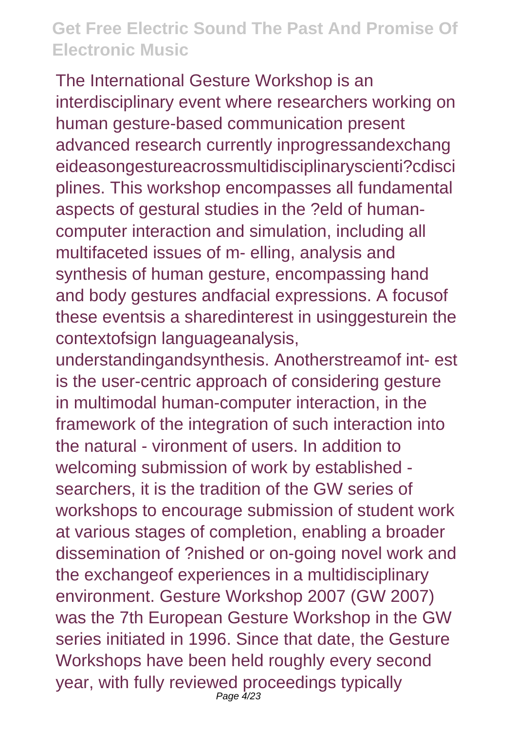The International Gesture Workshop is an interdisciplinary event where researchers working on human gesture-based communication present advanced research currently inprogressandexchangeideasongestureacrossmultidisciplinaryscienti?cdisciplines. This workshop encompasses all fundamental aspects of gestural studies in the ?eld of human-computer interaction and simulation, including all multifaceted issues of m- elling, analysis and synthesis of human gesture, encompassing hand and body gestures andfacial expressions. A focusof these eventsis a sharedinterest in usinggesturein the contextofsign languageanalysis, understandingandsynthesis. Anotherstreamof int- est is the user-centric approach of considering gesture in multimodal human-computer interaction, in the framework of the integration of such interaction into the natural - vironment of users. In addition to welcoming submission of work by established - searchers, it is the tradition of the GW series of workshops to encourage submission of student work at various stages of completion, enabling a broader dissemination of ?nished or on-going novel work and the exchangeof experiences in a multidisciplinary environment. Gesture Workshop 2007 (GW 2007) was the 7th European Gesture Workshop in the GW series initiated in 1996. Since that date, the Gesture Workshops have been held roughly every second year, with fully reviewed proceedings typically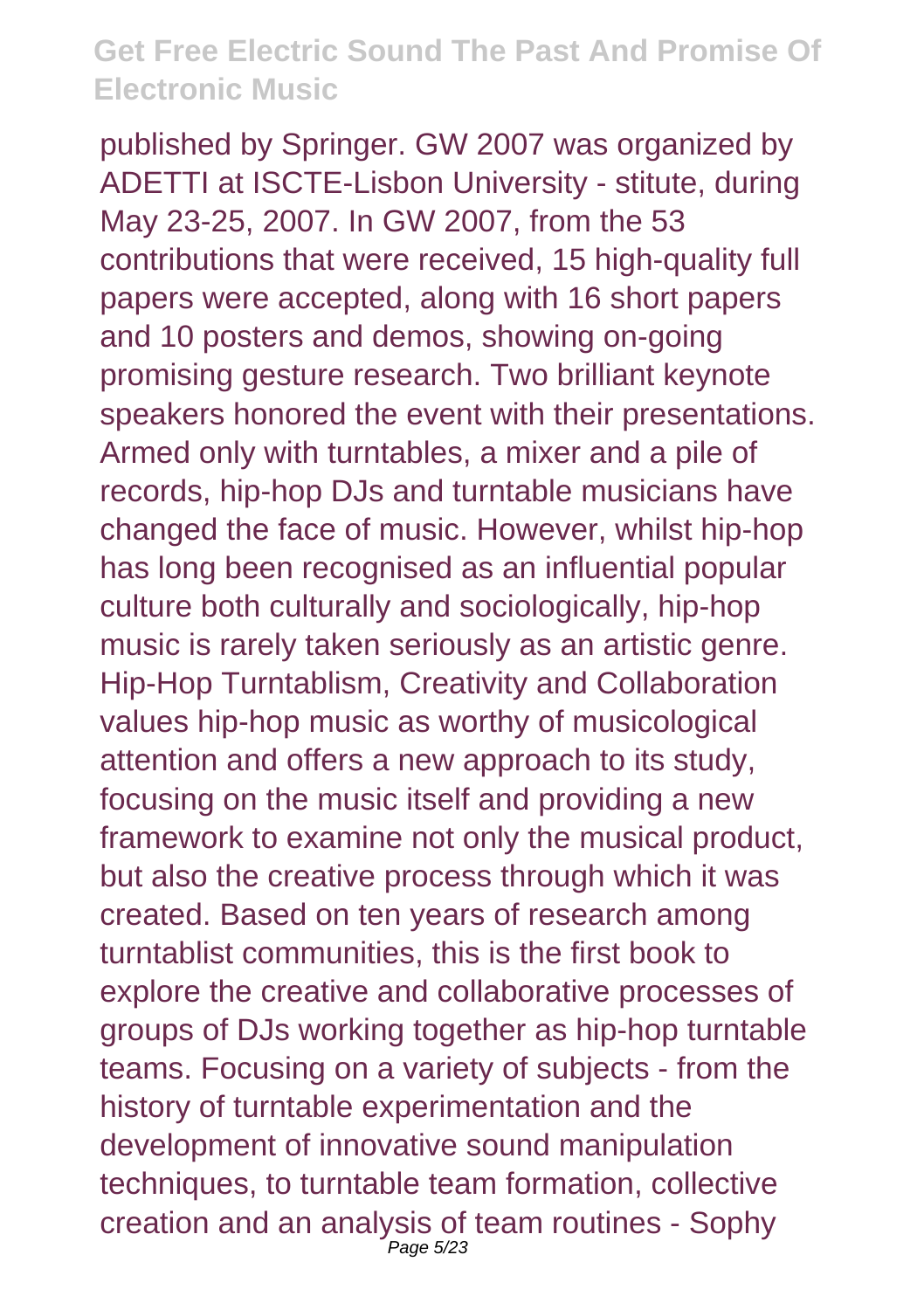published by Springer. GW 2007 was organized by ADETTI at ISCTE-Lisbon University - stitute, during May 23-25, 2007. In GW 2007, from the 53 contributions that were received, 15 high-quality full papers were accepted, along with 16 short papers and 10 posters and demos, showing on-going promising gesture research. Two brilliant keynote speakers honored the event with their presentations. Armed only with turntables, a mixer and a pile of records, hip-hop DJs and turntable musicians have changed the face of music. However, whilst hip-hop has long been recognised as an influential popular culture both culturally and sociologically, hip-hop music is rarely taken seriously as an artistic genre. Hip-Hop Turntablism, Creativity and Collaboration values hip-hop music as worthy of musicological attention and offers a new approach to its study, focusing on the music itself and providing a new framework to examine not only the musical product, but also the creative process through which it was created. Based on ten years of research among turntablist communities, this is the first book to explore the creative and collaborative processes of groups of DJs working together as hip-hop turntable teams. Focusing on a variety of subjects - from the history of turntable experimentation and the development of innovative sound manipulation techniques, to turntable team formation, collective creation and an analysis of team routines - Sophy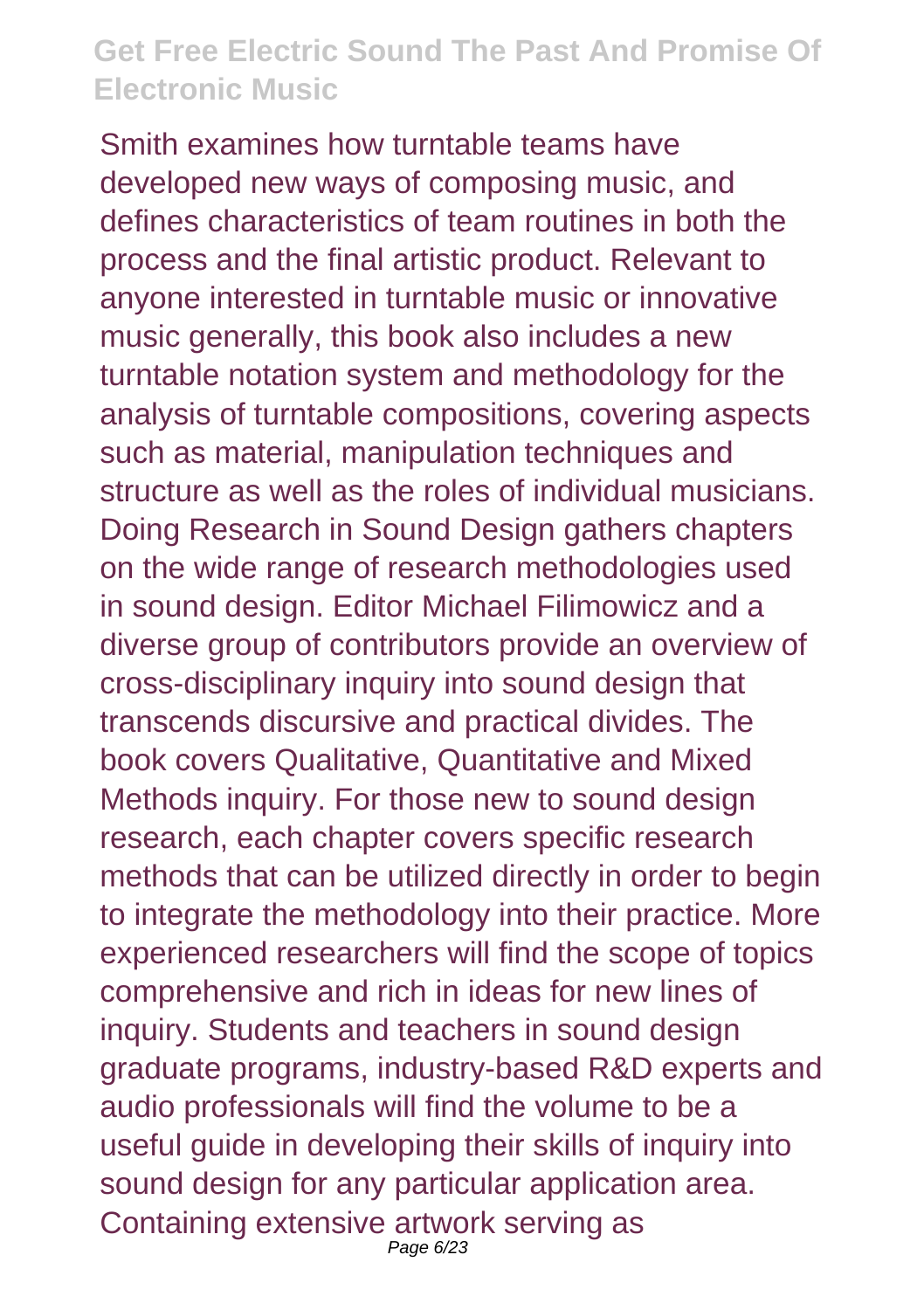Smith examines how turntable teams have developed new ways of composing music, and defines characteristics of team routines in both the process and the final artistic product. Relevant to anyone interested in turntable music or innovative music generally, this book also includes a new turntable notation system and methodology for the analysis of turntable compositions, covering aspects such as material, manipulation techniques and structure as well as the roles of individual musicians. Doing Research in Sound Design gathers chapters on the wide range of research methodologies used in sound design. Editor Michael Filimowicz and a diverse group of contributors provide an overview of cross-disciplinary inquiry into sound design that transcends discursive and practical divides. The book covers Qualitative, Quantitative and Mixed Methods inquiry. For those new to sound design research, each chapter covers specific research methods that can be utilized directly in order to begin to integrate the methodology into their practice. More experienced researchers will find the scope of topics comprehensive and rich in ideas for new lines of inquiry. Students and teachers in sound design graduate programs, industry-based R&D experts and audio professionals will find the volume to be a useful guide in developing their skills of inquiry into sound design for any particular application area. Containing extensive artwork serving as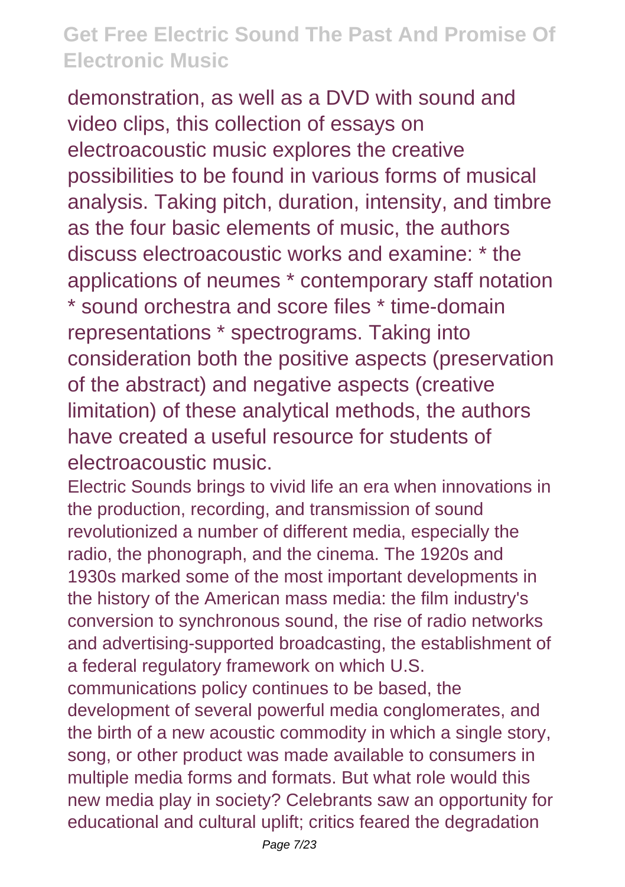demonstration, as well as a DVD with sound and video clips, this collection of essays on electroacoustic music explores the creative possibilities to be found in various forms of musical analysis. Taking pitch, duration, intensity, and timbre as the four basic elements of music, the authors discuss electroacoustic works and examine: * the applications of neumes * contemporary staff notation * sound orchestra and score files * time-domain representations * spectrograms. Taking into consideration both the positive aspects (preservation of the abstract) and negative aspects (creative limitation) of these analytical methods, the authors have created a useful resource for students of electroacoustic music.

Electric Sounds brings to vivid life an era when innovations in the production, recording, and transmission of sound revolutionized a number of different media, especially the radio, the phonograph, and the cinema. The 1920s and 1930s marked some of the most important developments in the history of the American mass media: the film industry's conversion to synchronous sound, the rise of radio networks and advertising-supported broadcasting, the establishment of a federal regulatory framework on which U.S. communications policy continues to be based, the development of several powerful media conglomerates, and the birth of a new acoustic commodity in which a single story, song, or other product was made available to consumers in multiple media forms and formats. But what role would this new media play in society? Celebrants saw an opportunity for educational and cultural uplift; critics feared the degradation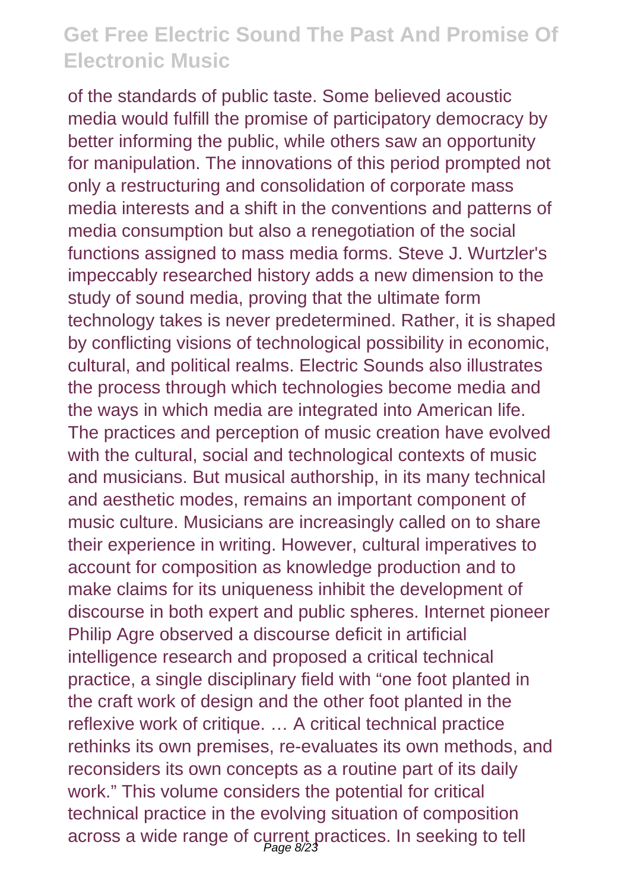of the standards of public taste. Some believed acoustic media would fulfill the promise of participatory democracy by better informing the public, while others saw an opportunity for manipulation. The innovations of this period prompted not only a restructuring and consolidation of corporate mass media interests and a shift in the conventions and patterns of media consumption but also a renegotiation of the social functions assigned to mass media forms. Steve J. Wurtzler's impeccably researched history adds a new dimension to the study of sound media, proving that the ultimate form technology takes is never predetermined. Rather, it is shaped by conflicting visions of technological possibility in economic, cultural, and political realms. Electric Sounds also illustrates the process through which technologies become media and the ways in which media are integrated into American life. The practices and perception of music creation have evolved with the cultural, social and technological contexts of music and musicians. But musical authorship, in its many technical and aesthetic modes, remains an important component of music culture. Musicians are increasingly called on to share their experience in writing. However, cultural imperatives to account for composition as knowledge production and to make claims for its uniqueness inhibit the development of discourse in both expert and public spheres. Internet pioneer Philip Agre observed a discourse deficit in artificial intelligence research and proposed a critical technical practice, a single disciplinary field with "one foot planted in the craft work of design and the other foot planted in the reflexive work of critique. … A critical technical practice rethinks its own premises, re-evaluates its own methods, and reconsiders its own concepts as a routine part of its daily work." This volume considers the potential for critical technical practice in the evolving situation of composition across a wide range of current practices. In seeking to tell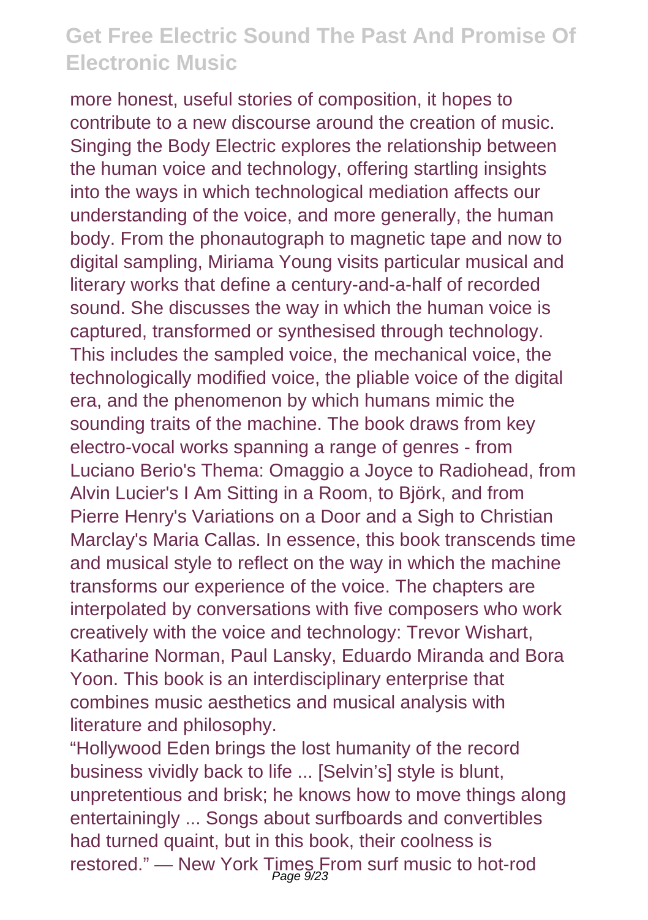more honest, useful stories of composition, it hopes to contribute to a new discourse around the creation of music. Singing the Body Electric explores the relationship between the human voice and technology, offering startling insights into the ways in which technological mediation affects our understanding of the voice, and more generally, the human body. From the phonautograph to magnetic tape and now to digital sampling, Miriama Young visits particular musical and literary works that define a century-and-a-half of recorded sound. She discusses the way in which the human voice is captured, transformed or synthesised through technology. This includes the sampled voice, the mechanical voice, the technologically modified voice, the pliable voice of the digital era, and the phenomenon by which humans mimic the sounding traits of the machine. The book draws from key electro-vocal works spanning a range of genres - from Luciano Berio's Thema: Omaggio a Joyce to Radiohead, from Alvin Lucier's I Am Sitting in a Room, to Björk, and from Pierre Henry's Variations on a Door and a Sigh to Christian Marclay's Maria Callas. In essence, this book transcends time and musical style to reflect on the way in which the machine transforms our experience of the voice. The chapters are interpolated by conversations with five composers who work creatively with the voice and technology: Trevor Wishart, Katharine Norman, Paul Lansky, Eduardo Miranda and Bora Yoon. This book is an interdisciplinary enterprise that combines music aesthetics and musical analysis with literature and philosophy.

“Hollywood Eden brings the lost humanity of the record business vividly back to life ... [Selvin’s] style is blunt, unpretentious and brisk; he knows how to move things along entertainingly ... Songs about surfboards and convertibles had turned quaint, but in this book, their coolness is restored.” — New York Times From surf music to hot-rod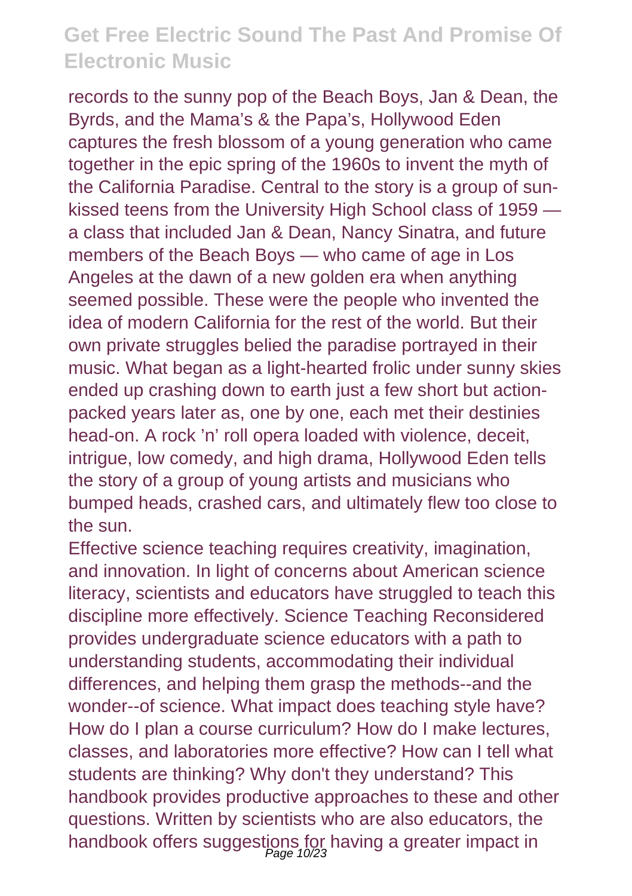records to the sunny pop of the Beach Boys, Jan & Dean, the Byrds, and the Mama's & the Papa's, Hollywood Eden captures the fresh blossom of a young generation who came together in the epic spring of the 1960s to invent the myth of the California Paradise. Central to the story is a group of sun-kissed teens from the University High School class of 1959 — a class that included Jan & Dean, Nancy Sinatra, and future members of the Beach Boys — who came of age in Los Angeles at the dawn of a new golden era when anything seemed possible. These were the people who invented the idea of modern California for the rest of the world. But their own private struggles belied the paradise portrayed in their music. What began as a light-hearted frolic under sunny skies ended up crashing down to earth just a few short but action-packed years later as, one by one, each met their destinies head-on. A rock 'n' roll opera loaded with violence, deceit, intrigue, low comedy, and high drama, Hollywood Eden tells the story of a group of young artists and musicians who bumped heads, crashed cars, and ultimately flew too close to the sun.

Effective science teaching requires creativity, imagination, and innovation. In light of concerns about American science literacy, scientists and educators have struggled to teach this discipline more effectively. Science Teaching Reconsidered provides undergraduate science educators with a path to understanding students, accommodating their individual differences, and helping them grasp the methods--and the wonder--of science. What impact does teaching style have? How do I plan a course curriculum? How do I make lectures, classes, and laboratories more effective? How can I tell what students are thinking? Why don't they understand? This handbook provides productive approaches to these and other questions. Written by scientists who are also educators, the handbook offers suggestions for having a greater impact in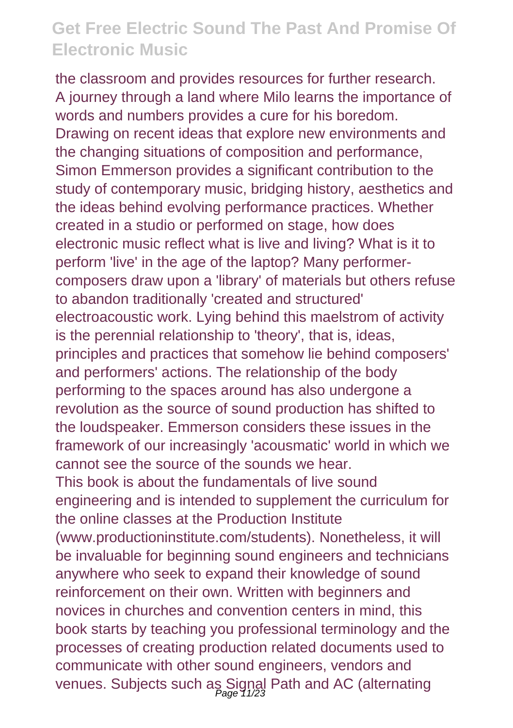the classroom and provides resources for further research. A journey through a land where Milo learns the importance of words and numbers provides a cure for his boredom. Drawing on recent ideas that explore new environments and the changing situations of composition and performance, Simon Emmerson provides a significant contribution to the study of contemporary music, bridging history, aesthetics and the ideas behind evolving performance practices. Whether created in a studio or performed on stage, how does electronic music reflect what is live and living? What is it to perform 'live' in the age of the laptop? Many performer-composers draw upon a 'library' of materials but others refuse to abandon traditionally 'created and structured' electroacoustic work. Lying behind this maelstrom of activity is the perennial relationship to 'theory', that is, ideas, principles and practices that somehow lie behind composers' and performers' actions. The relationship of the body performing to the spaces around has also undergone a revolution as the source of sound production has shifted to the loudspeaker. Emmerson considers these issues in the framework of our increasingly 'acousmatic' world in which we cannot see the source of the sounds we hear.

This book is about the fundamentals of live sound engineering and is intended to supplement the curriculum for the online classes at the Production Institute (www.productioninstitute.com/students). Nonetheless, it will be invaluable for beginning sound engineers and technicians anywhere who seek to expand their knowledge of sound reinforcement on their own. Written with beginners and novices in churches and convention centers in mind, this book starts by teaching you professional terminology and the processes of creating production related documents used to communicate with other sound engineers, vendors and venues. Subjects such as Signal Path and AC (alternating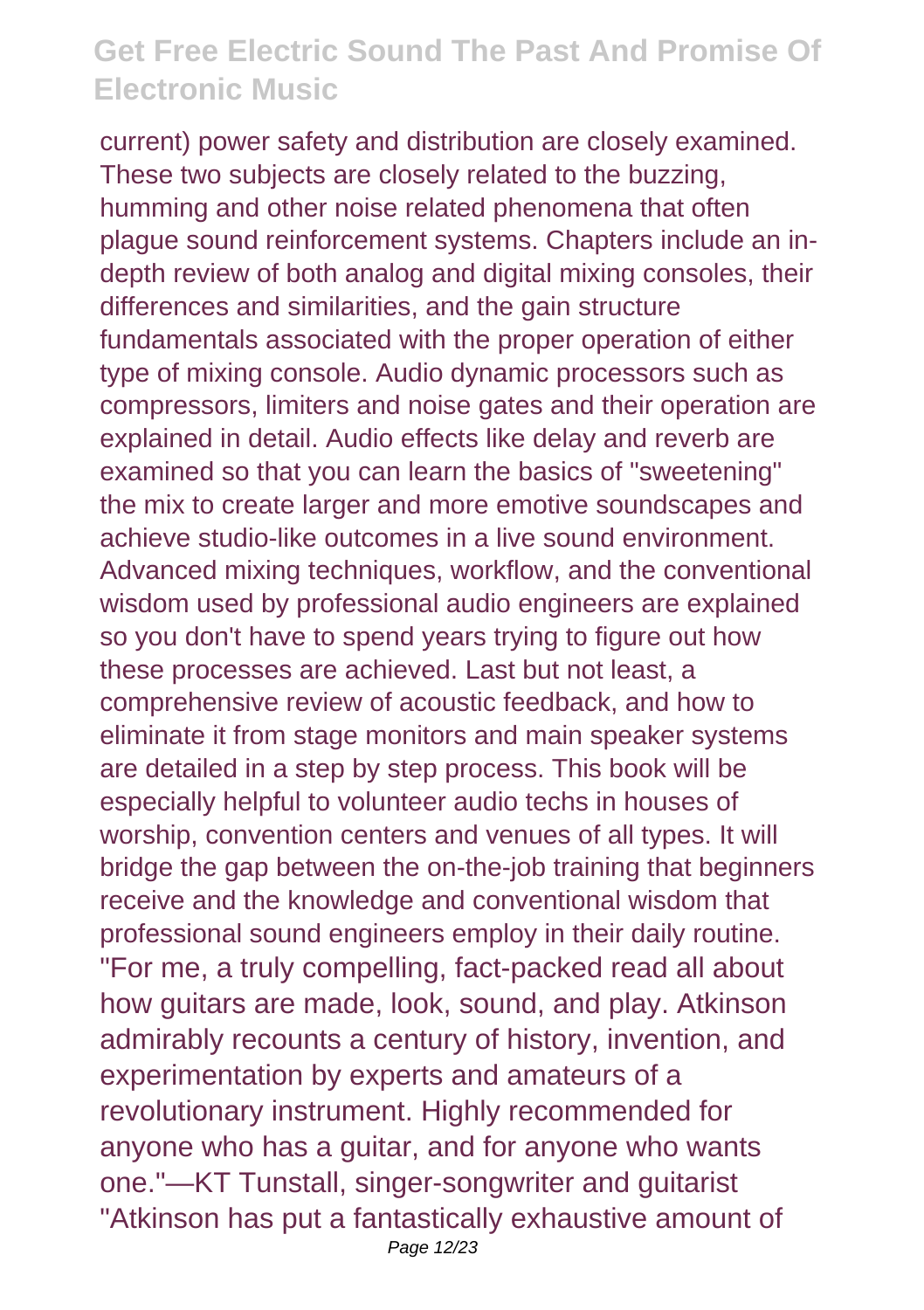current) power safety and distribution are closely examined. These two subjects are closely related to the buzzing, humming and other noise related phenomena that often plague sound reinforcement systems. Chapters include an in-depth review of both analog and digital mixing consoles, their differences and similarities, and the gain structure fundamentals associated with the proper operation of either type of mixing console. Audio dynamic processors such as compressors, limiters and noise gates and their operation are explained in detail. Audio effects like delay and reverb are examined so that you can learn the basics of "sweetening" the mix to create larger and more emotive soundscapes and achieve studio-like outcomes in a live sound environment. Advanced mixing techniques, workflow, and the conventional wisdom used by professional audio engineers are explained so you don't have to spend years trying to figure out how these processes are achieved. Last but not least, a comprehensive review of acoustic feedback, and how to eliminate it from stage monitors and main speaker systems are detailed in a step by step process. This book will be especially helpful to volunteer audio techs in houses of worship, convention centers and venues of all types. It will bridge the gap between the on-the-job training that beginners receive and the knowledge and conventional wisdom that professional sound engineers employ in their daily routine.

"For me, a truly compelling, fact-packed read all about how guitars are made, look, sound, and play. Atkinson admirably recounts a century of history, invention, and experimentation by experts and amateurs of a revolutionary instrument. Highly recommended for anyone who has a guitar, and for anyone who wants one."—KT Tunstall, singer-songwriter and guitarist

"Atkinson has put a fantastically exhaustive amount of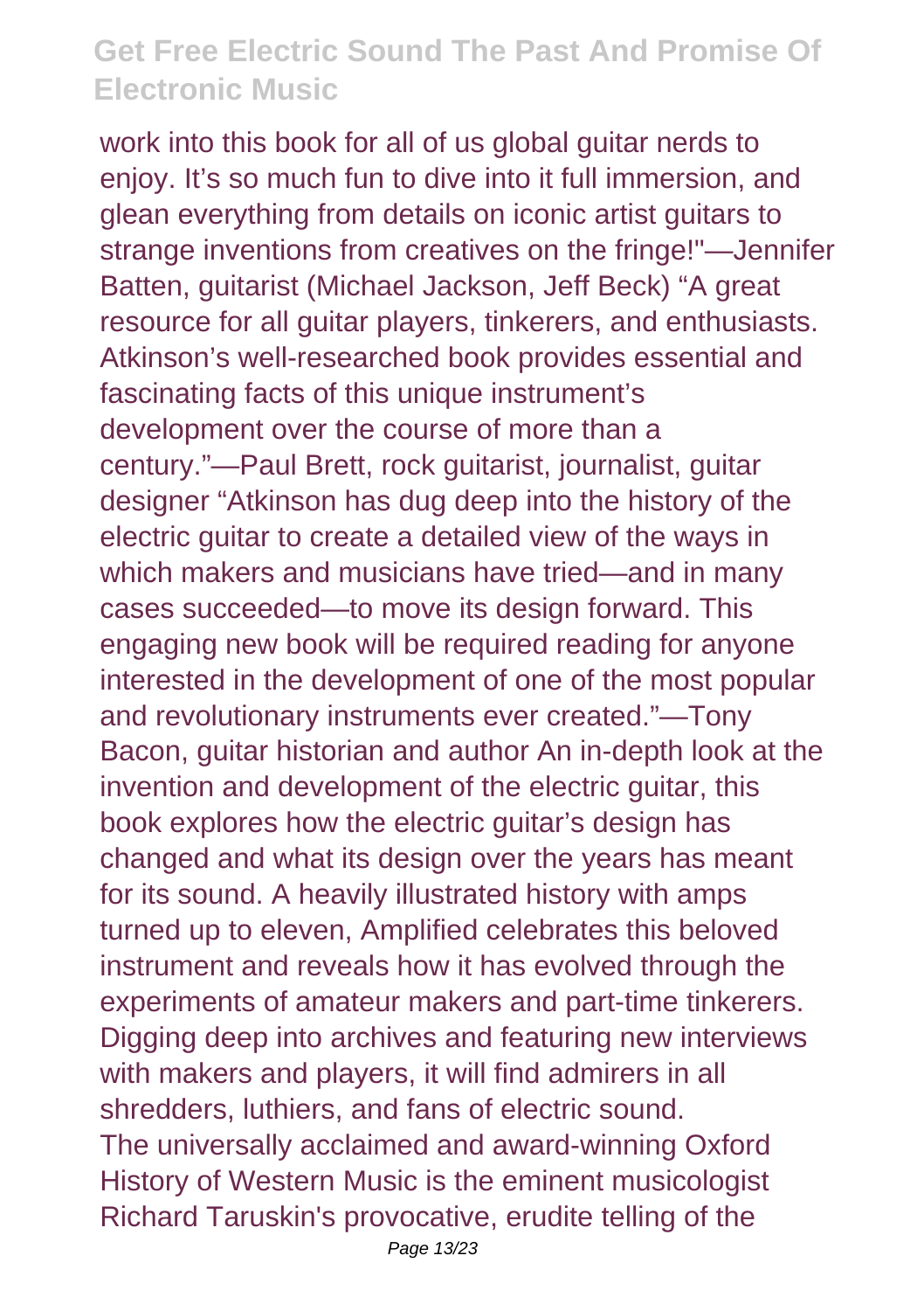work into this book for all of us global guitar nerds to enjoy. It's so much fun to dive into it full immersion, and glean everything from details on iconic artist guitars to strange inventions from creatives on the fringe!"—Jennifer Batten, guitarist (Michael Jackson, Jeff Beck) "A great resource for all guitar players, tinkerers, and enthusiasts. Atkinson's well-researched book provides essential and fascinating facts of this unique instrument's development over the course of more than a century."—Paul Brett, rock guitarist, journalist, guitar designer "Atkinson has dug deep into the history of the electric guitar to create a detailed view of the ways in which makers and musicians have tried—and in many cases succeeded—to move its design forward. This engaging new book will be required reading for anyone interested in the development of one of the most popular and revolutionary instruments ever created."—Tony Bacon, guitar historian and author An in-depth look at the invention and development of the electric guitar, this book explores how the electric guitar's design has changed and what its design over the years has meant for its sound. A heavily illustrated history with amps turned up to eleven, Amplified celebrates this beloved instrument and reveals how it has evolved through the experiments of amateur makers and part-time tinkerers. Digging deep into archives and featuring new interviews with makers and players, it will find admirers in all shredders, luthiers, and fans of electric sound.

The universally acclaimed and award-winning Oxford History of Western Music is the eminent musicologist Richard Taruskin's provocative, erudite telling of the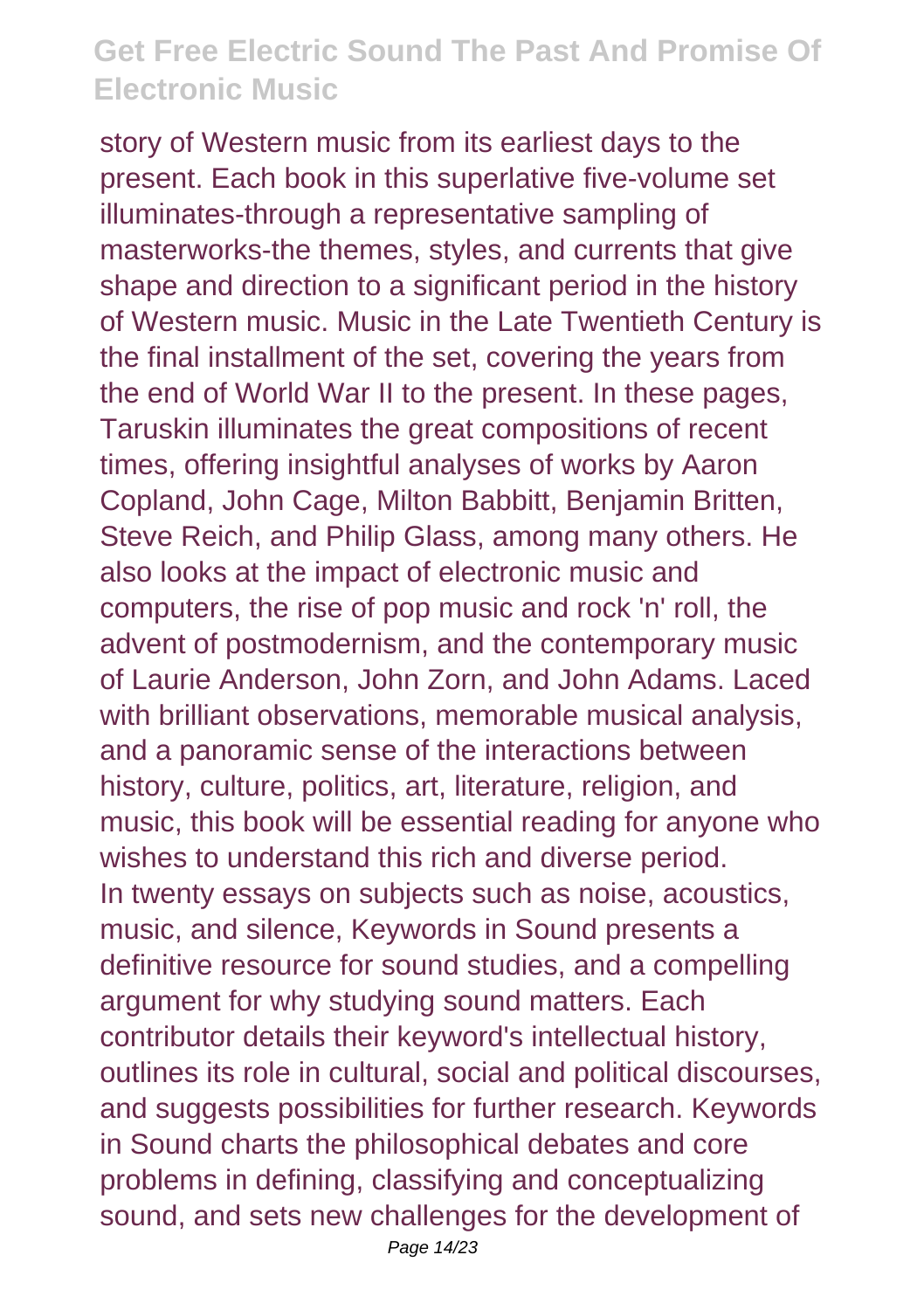story of Western music from its earliest days to the present. Each book in this superlative five-volume set illuminates-through a representative sampling of masterworks-the themes, styles, and currents that give shape and direction to a significant period in the history of Western music. Music in the Late Twentieth Century is the final installment of the set, covering the years from the end of World War II to the present. In these pages, Taruskin illuminates the great compositions of recent times, offering insightful analyses of works by Aaron Copland, John Cage, Milton Babbitt, Benjamin Britten, Steve Reich, and Philip Glass, among many others. He also looks at the impact of electronic music and computers, the rise of pop music and rock 'n' roll, the advent of postmodernism, and the contemporary music of Laurie Anderson, John Zorn, and John Adams. Laced with brilliant observations, memorable musical analysis, and a panoramic sense of the interactions between history, culture, politics, art, literature, religion, and music, this book will be essential reading for anyone who wishes to understand this rich and diverse period.

In twenty essays on subjects such as noise, acoustics, music, and silence, Keywords in Sound presents a definitive resource for sound studies, and a compelling argument for why studying sound matters. Each contributor details their keyword's intellectual history, outlines its role in cultural, social and political discourses, and suggests possibilities for further research. Keywords in Sound charts the philosophical debates and core problems in defining, classifying and conceptualizing sound, and sets new challenges for the development of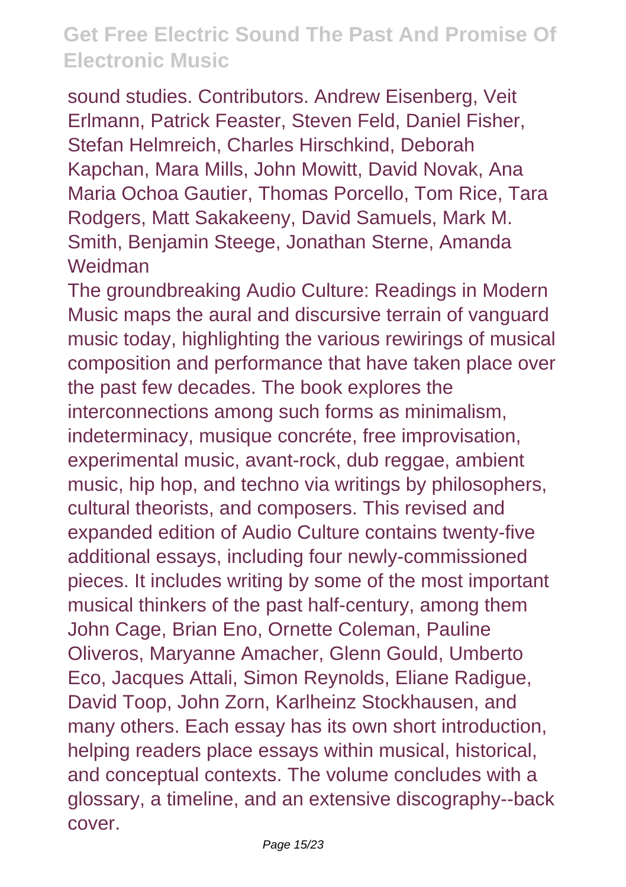sound studies. Contributors. Andrew Eisenberg, Veit Erlmann, Patrick Feaster, Steven Feld, Daniel Fisher, Stefan Helmreich, Charles Hirschkind, Deborah Kapchan, Mara Mills, John Mowitt, David Novak, Ana Maria Ochoa Gautier, Thomas Porcello, Tom Rice, Tara Rodgers, Matt Sakakeeny, David Samuels, Mark M. Smith, Benjamin Steege, Jonathan Sterne, Amanda Weidman

The groundbreaking Audio Culture: Readings in Modern Music maps the aural and discursive terrain of vanguard music today, highlighting the various rewirings of musical composition and performance that have taken place over the past few decades. The book explores the interconnections among such forms as minimalism, indeterminacy, musique concréte, free improvisation, experimental music, avant-rock, dub reggae, ambient music, hip hop, and techno via writings by philosophers, cultural theorists, and composers. This revised and expanded edition of Audio Culture contains twenty-five additional essays, including four newly-commissioned pieces. It includes writing by some of the most important musical thinkers of the past half-century, among them John Cage, Brian Eno, Ornette Coleman, Pauline Oliveros, Maryanne Amacher, Glenn Gould, Umberto Eco, Jacques Attali, Simon Reynolds, Eliane Radigue, David Toop, John Zorn, Karlheinz Stockhausen, and many others. Each essay has its own short introduction, helping readers place essays within musical, historical, and conceptual contexts. The volume concludes with a glossary, a timeline, and an extensive discography--back cover.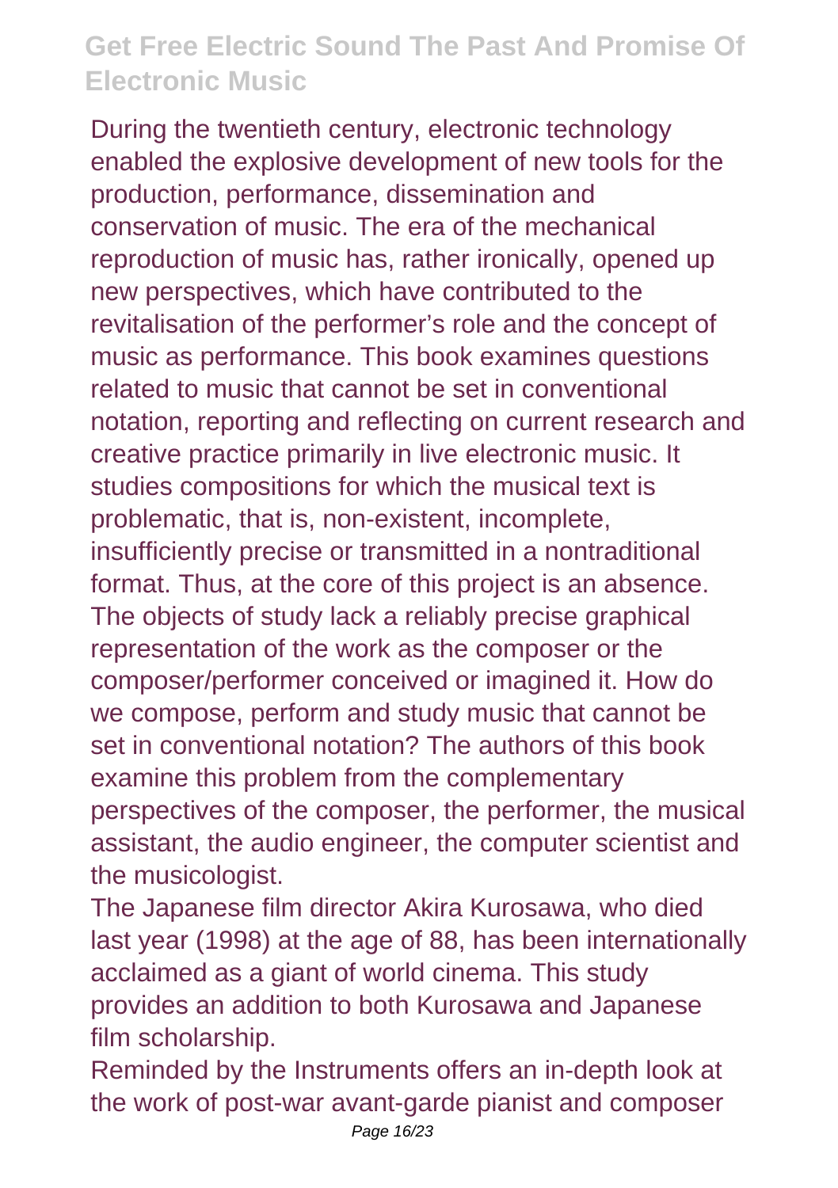During the twentieth century, electronic technology enabled the explosive development of new tools for the production, performance, dissemination and conservation of music. The era of the mechanical reproduction of music has, rather ironically, opened up new perspectives, which have contributed to the revitalisation of the performer's role and the concept of music as performance. This book examines questions related to music that cannot be set in conventional notation, reporting and reflecting on current research and creative practice primarily in live electronic music. It studies compositions for which the musical text is problematic, that is, non-existent, incomplete, insufficiently precise or transmitted in a nontraditional format. Thus, at the core of this project is an absence. The objects of study lack a reliably precise graphical representation of the work as the composer or the composer/performer conceived or imagined it. How do we compose, perform and study music that cannot be set in conventional notation? The authors of this book examine this problem from the complementary perspectives of the composer, the performer, the musical assistant, the audio engineer, the computer scientist and the musicologist.

The Japanese film director Akira Kurosawa, who died last year (1998) at the age of 88, has been internationally acclaimed as a giant of world cinema. This study provides an addition to both Kurosawa and Japanese film scholarship.

Reminded by the Instruments offers an in-depth look at the work of post-war avant-garde pianist and composer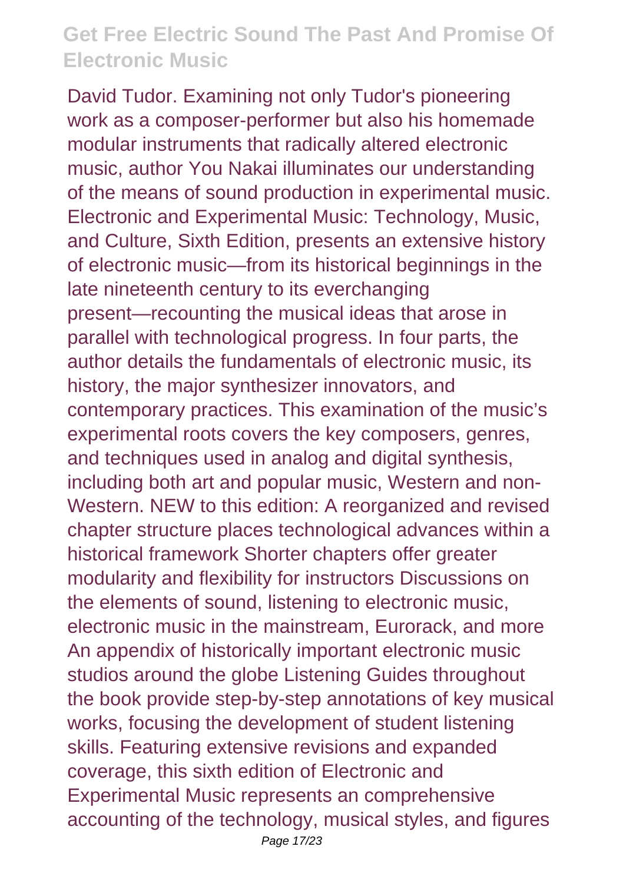David Tudor. Examining not only Tudor's pioneering work as a composer-performer but also his homemade modular instruments that radically altered electronic music, author You Nakai illuminates our understanding of the means of sound production in experimental music. Electronic and Experimental Music: Technology, Music, and Culture, Sixth Edition, presents an extensive history of electronic music—from its historical beginnings in the late nineteenth century to its everchanging present—recounting the musical ideas that arose in parallel with technological progress. In four parts, the author details the fundamentals of electronic music, its history, the major synthesizer innovators, and contemporary practices. This examination of the music's experimental roots covers the key composers, genres, and techniques used in analog and digital synthesis, including both art and popular music, Western and non-Western. NEW to this edition: A reorganized and revised chapter structure places technological advances within a historical framework Shorter chapters offer greater modularity and flexibility for instructors Discussions on the elements of sound, listening to electronic music, electronic music in the mainstream, Eurorack, and more An appendix of historically important electronic music studios around the globe Listening Guides throughout the book provide step-by-step annotations of key musical works, focusing the development of student listening skills. Featuring extensive revisions and expanded coverage, this sixth edition of Electronic and Experimental Music represents an comprehensive accounting of the technology, musical styles, and figures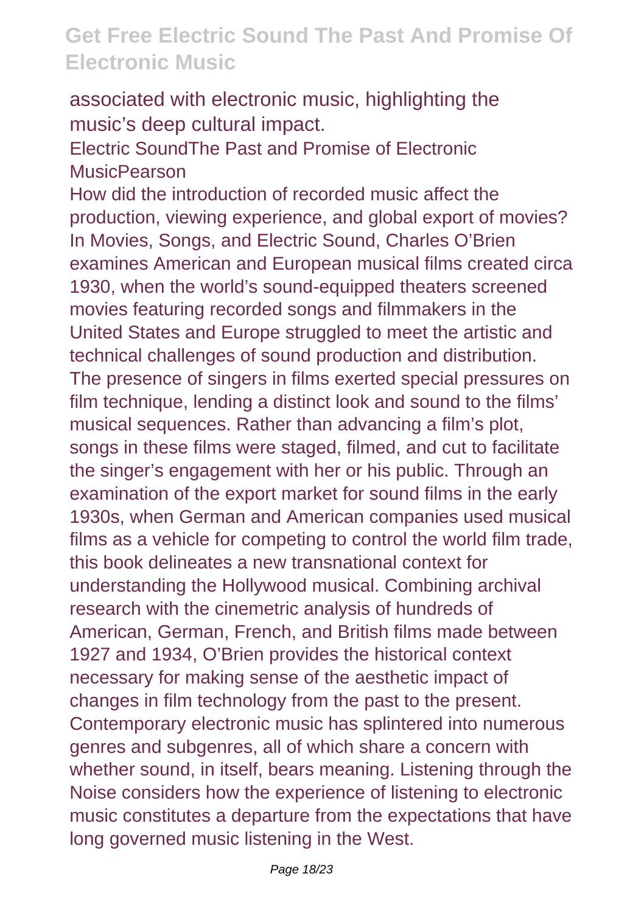associated with electronic music, highlighting the music's deep cultural impact.

Electric SoundThe Past and Promise of Electronic MusicPearson

How did the introduction of recorded music affect the production, viewing experience, and global export of movies? In Movies, Songs, and Electric Sound, Charles O'Brien examines American and European musical films created circa 1930, when the world's sound-equipped theaters screened movies featuring recorded songs and filmmakers in the United States and Europe struggled to meet the artistic and technical challenges of sound production and distribution. The presence of singers in films exerted special pressures on film technique, lending a distinct look and sound to the films' musical sequences. Rather than advancing a film's plot, songs in these films were staged, filmed, and cut to facilitate the singer's engagement with her or his public. Through an examination of the export market for sound films in the early 1930s, when German and American companies used musical films as a vehicle for competing to control the world film trade, this book delineates a new transnational context for understanding the Hollywood musical. Combining archival research with the cinemetric analysis of hundreds of American, German, French, and British films made between 1927 and 1934, O'Brien provides the historical context necessary for making sense of the aesthetic impact of changes in film technology from the past to the present.

Contemporary electronic music has splintered into numerous genres and subgenres, all of which share a concern with whether sound, in itself, bears meaning. Listening through the Noise considers how the experience of listening to electronic music constitutes a departure from the expectations that have long governed music listening in the West.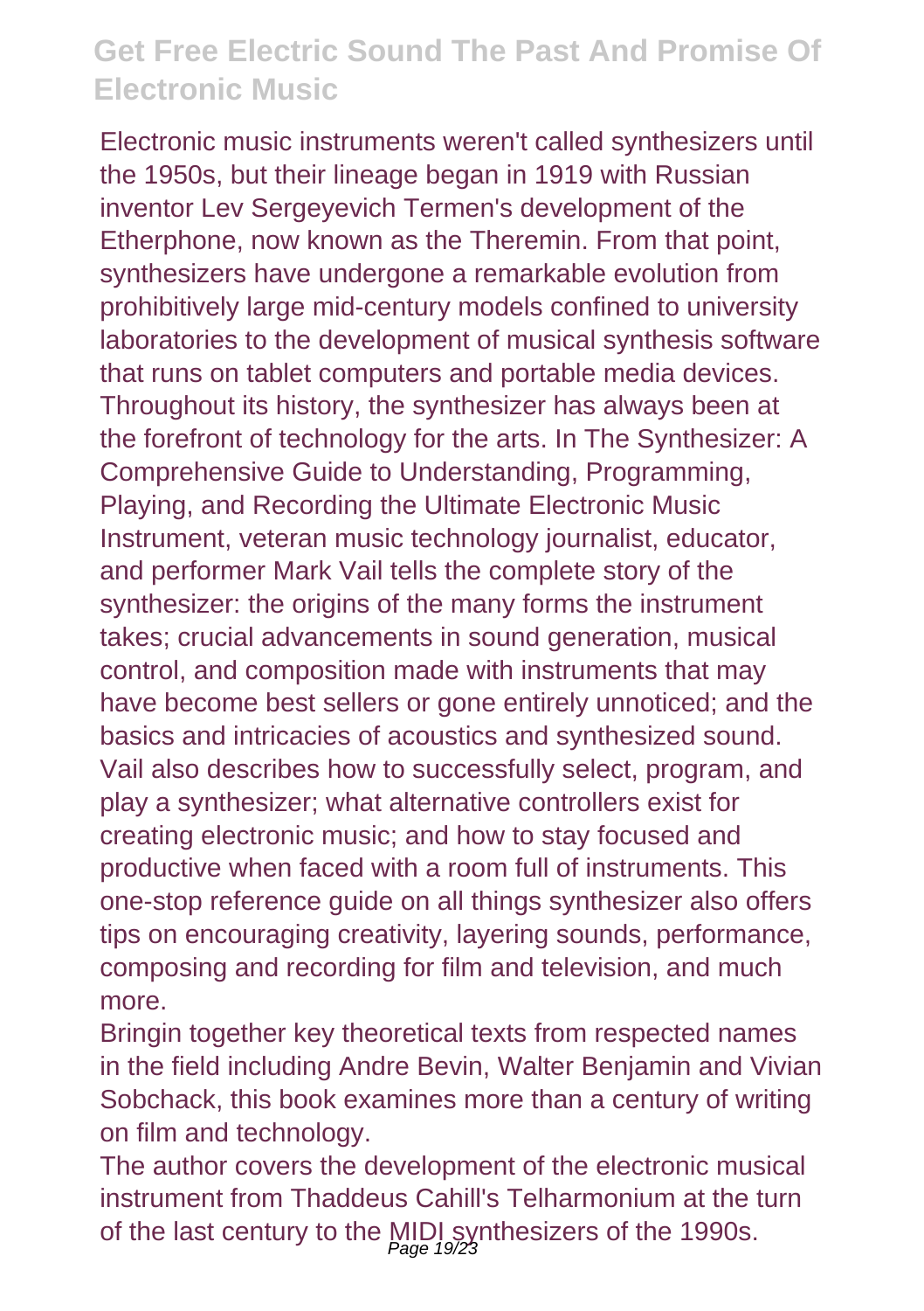Electronic music instruments weren't called synthesizers until the 1950s, but their lineage began in 1919 with Russian inventor Lev Sergeyevich Termen's development of the Etherphone, now known as the Theremin. From that point, synthesizers have undergone a remarkable evolution from prohibitively large mid-century models confined to university laboratories to the development of musical synthesis software that runs on tablet computers and portable media devices. Throughout its history, the synthesizer has always been at the forefront of technology for the arts. In The Synthesizer: A Comprehensive Guide to Understanding, Programming, Playing, and Recording the Ultimate Electronic Music Instrument, veteran music technology journalist, educator, and performer Mark Vail tells the complete story of the synthesizer: the origins of the many forms the instrument takes; crucial advancements in sound generation, musical control, and composition made with instruments that may have become best sellers or gone entirely unnoticed; and the basics and intricacies of acoustics and synthesized sound. Vail also describes how to successfully select, program, and play a synthesizer; what alternative controllers exist for creating electronic music; and how to stay focused and productive when faced with a room full of instruments. This one-stop reference guide on all things synthesizer also offers tips on encouraging creativity, layering sounds, performance, composing and recording for film and television, and much more.

Bringin together key theoretical texts from respected names in the field including Andre Bevin, Walter Benjamin and Vivian Sobchack, this book examines more than a century of writing on film and technology.

The author covers the development of the electronic musical instrument from Thaddeus Cahill's Telharmonium at the turn of the last century to the MIDI synthesizers of the 1990s.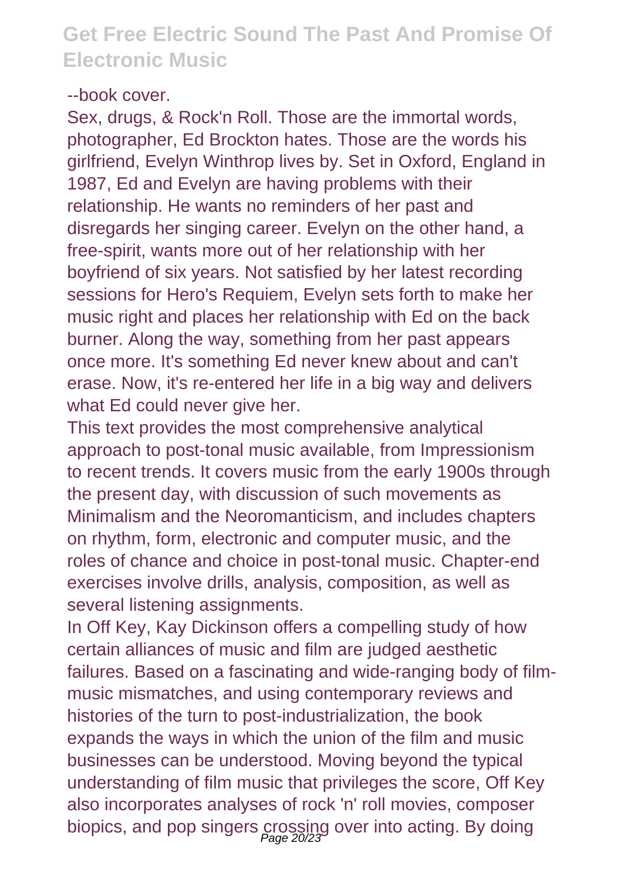--book cover.

Sex, drugs, & Rock'n Roll. Those are the immortal words, photographer, Ed Brockton hates. Those are the words his girlfriend, Evelyn Winthrop lives by. Set in Oxford, England in 1987, Ed and Evelyn are having problems with their relationship. He wants no reminders of her past and disregards her singing career. Evelyn on the other hand, a free-spirit, wants more out of her relationship with her boyfriend of six years. Not satisfied by her latest recording sessions for Hero's Requiem, Evelyn sets forth to make her music right and places her relationship with Ed on the back burner. Along the way, something from her past appears once more. It's something Ed never knew about and can't erase. Now, it's re-entered her life in a big way and delivers what Ed could never give her.

This text provides the most comprehensive analytical approach to post-tonal music available, from Impressionism to recent trends. It covers music from the early 1900s through the present day, with discussion of such movements as Minimalism and the Neoromanticism, and includes chapters on rhythm, form, electronic and computer music, and the roles of chance and choice in post-tonal music. Chapter-end exercises involve drills, analysis, composition, as well as several listening assignments.

In Off Key, Kay Dickinson offers a compelling study of how certain alliances of music and film are judged aesthetic failures. Based on a fascinating and wide-ranging body of film-music mismatches, and using contemporary reviews and histories of the turn to post-industrialization, the book expands the ways in which the union of the film and music businesses can be understood. Moving beyond the typical understanding of film music that privileges the score, Off Key also incorporates analyses of rock 'n' roll movies, composer biopics, and pop singers crossing over into acting. By doing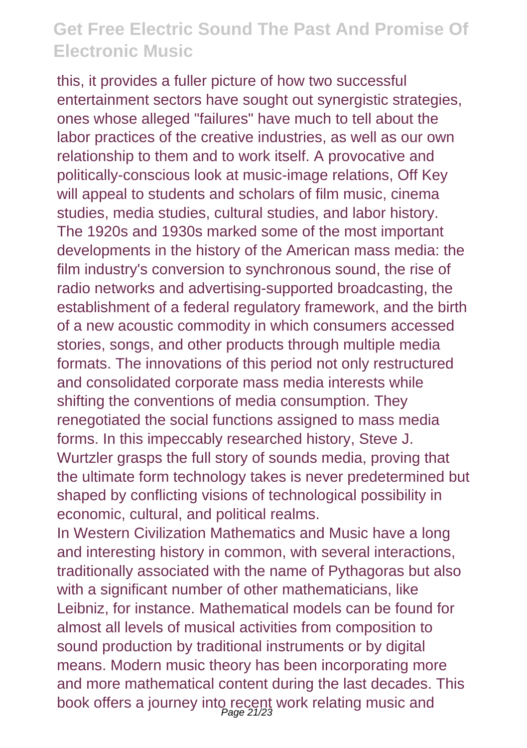this, it provides a fuller picture of how two successful entertainment sectors have sought out synergistic strategies, ones whose alleged "failures" have much to tell about the labor practices of the creative industries, as well as our own relationship to them and to work itself. A provocative and politically-conscious look at music-image relations, Off Key will appeal to students and scholars of film music, cinema studies, media studies, cultural studies, and labor history. The 1920s and 1930s marked some of the most important developments in the history of the American mass media: the film industry's conversion to synchronous sound, the rise of radio networks and advertising-supported broadcasting, the establishment of a federal regulatory framework, and the birth of a new acoustic commodity in which consumers accessed stories, songs, and other products through multiple media formats. The innovations of this period not only restructured and consolidated corporate mass media interests while shifting the conventions of media consumption. They renegotiated the social functions assigned to mass media forms. In this impeccably researched history, Steve J. Wurtzler grasps the full story of sounds media, proving that the ultimate form technology takes is never predetermined but shaped by conflicting visions of technological possibility in economic, cultural, and political realms.

In Western Civilization Mathematics and Music have a long and interesting history in common, with several interactions, traditionally associated with the name of Pythagoras but also with a significant number of other mathematicians, like Leibniz, for instance. Mathematical models can be found for almost all levels of musical activities from composition to sound production by traditional instruments or by digital means. Modern music theory has been incorporating more and more mathematical content during the last decades. This book offers a journey into recent work relating music and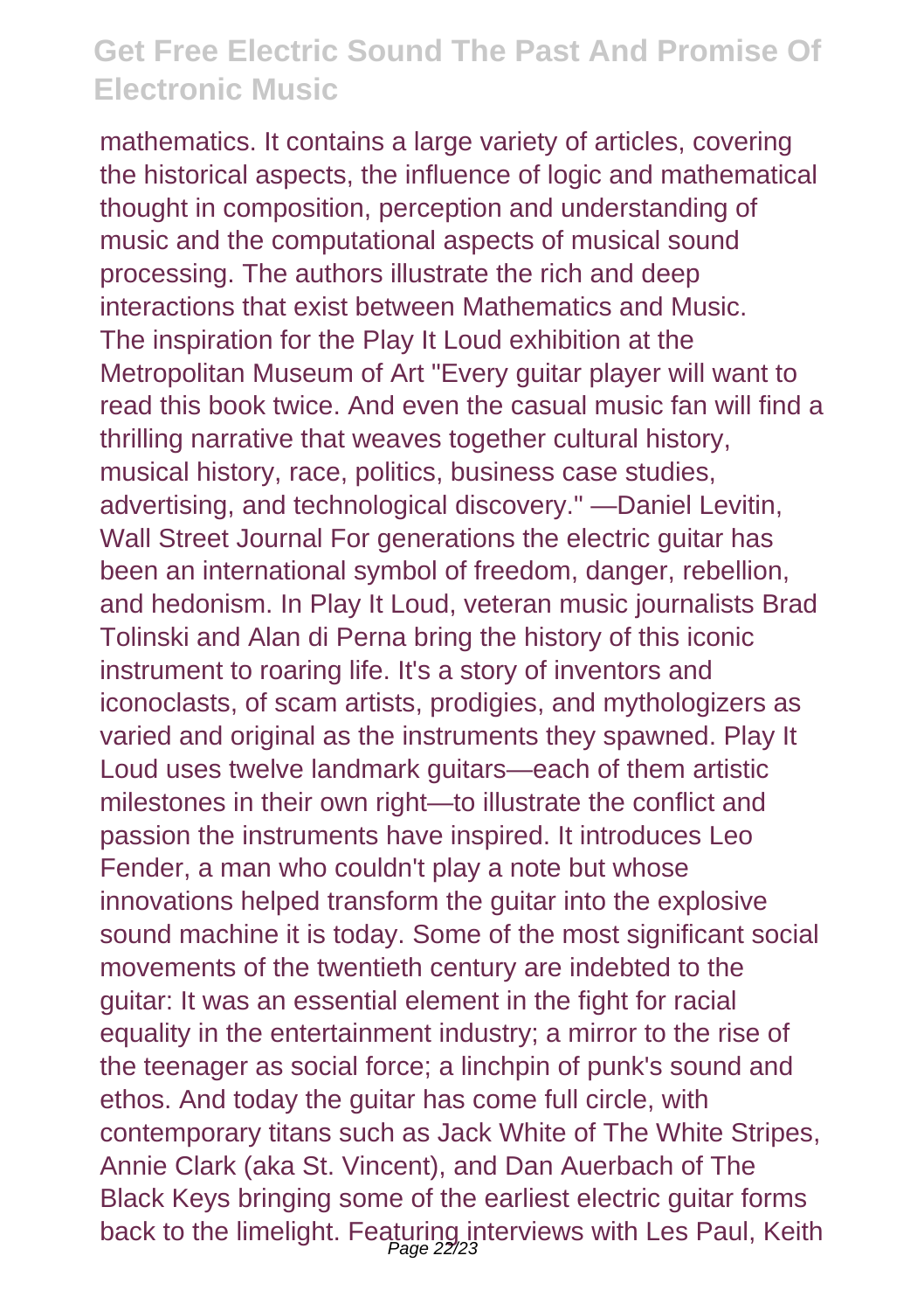mathematics. It contains a large variety of articles, covering the historical aspects, the influence of logic and mathematical thought in composition, perception and understanding of music and the computational aspects of musical sound processing. The authors illustrate the rich and deep interactions that exist between Mathematics and Music.
The inspiration for the Play It Loud exhibition at the Metropolitan Museum of Art "Every guitar player will want to read this book twice. And even the casual music fan will find a thrilling narrative that weaves together cultural history, musical history, race, politics, business case studies, advertising, and technological discovery." —Daniel Levitin, Wall Street Journal For generations the electric guitar has been an international symbol of freedom, danger, rebellion, and hedonism. In Play It Loud, veteran music journalists Brad Tolinski and Alan di Perna bring the history of this iconic instrument to roaring life. It's a story of inventors and iconoclasts, of scam artists, prodigies, and mythologizers as varied and original as the instruments they spawned. Play It Loud uses twelve landmark guitars—each of them artistic milestones in their own right—to illustrate the conflict and passion the instruments have inspired. It introduces Leo Fender, a man who couldn't play a note but whose innovations helped transform the guitar into the explosive sound machine it is today. Some of the most significant social movements of the twentieth century are indebted to the guitar: It was an essential element in the fight for racial equality in the entertainment industry; a mirror to the rise of the teenager as social force; a linchpin of punk's sound and ethos. And today the guitar has come full circle, with contemporary titans such as Jack White of The White Stripes, Annie Clark (aka St. Vincent), and Dan Auerbach of The Black Keys bringing some of the earliest electric guitar forms back to the limelight. Featuring interviews with Les Paul, Keith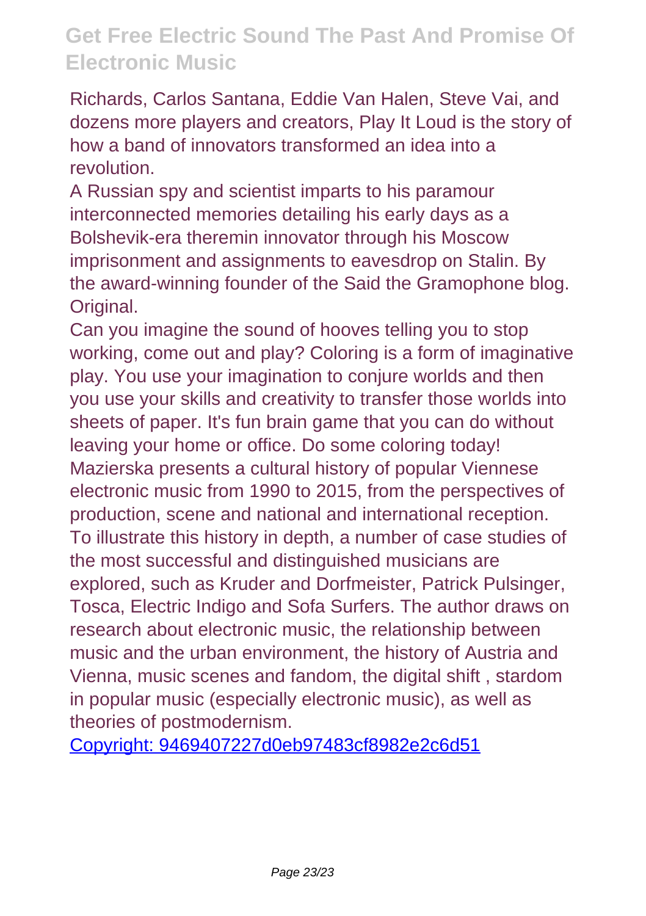Richards, Carlos Santana, Eddie Van Halen, Steve Vai, and dozens more players and creators, Play It Loud is the story of how a band of innovators transformed an idea into a revolution.

A Russian spy and scientist imparts to his paramour interconnected memories detailing his early days as a Bolshevik-era theremin innovator through his Moscow imprisonment and assignments to eavesdrop on Stalin. By the award-winning founder of the Said the Gramophone blog. Original.

Can you imagine the sound of hooves telling you to stop working, come out and play? Coloring is a form of imaginative play. You use your imagination to conjure worlds and then you use your skills and creativity to transfer those worlds into sheets of paper. It's fun brain game that you can do without leaving your home or office. Do some coloring today!

Mazierska presents a cultural history of popular Viennese electronic music from 1990 to 2015, from the perspectives of production, scene and national and international reception. To illustrate this history in depth, a number of case studies of the most successful and distinguished musicians are explored, such as Kruder and Dorfmeister, Patrick Pulsinger, Tosca, Electric Indigo and Sofa Surfers. The author draws on research about electronic music, the relationship between music and the urban environment, the history of Austria and Vienna, music scenes and fandom, the digital shift , stardom in popular music (especially electronic music), as well as theories of postmodernism.

Copyright: 9469407227d0eb97483cf8982e2c6d51